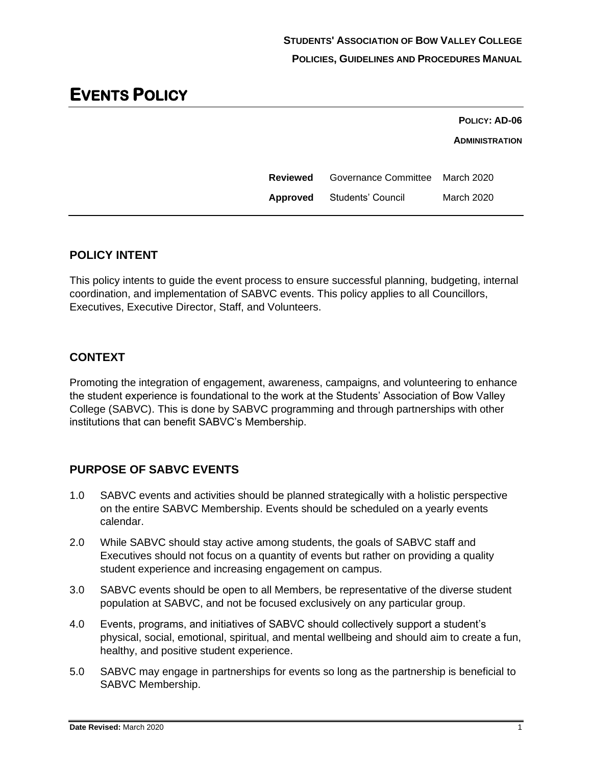**STUDENTS' ASSOCIATION OF BOW VALLEY COLLEGE**

**POLICIES, GUIDELINES AND PROCEDURES MANUAL**

# EVENTS POLICY

**POLICY: AD-06**

**ADMINISTRATION**

| | | |
|---|---|---|
| **Reviewed** | Governance Committee | March 2020 |
| **Approved** | Students' Council | March 2020 |

## POLICY INTENT

This policy intents to guide the event process to ensure successful planning, budgeting, internal coordination, and implementation of SABVC events. This policy applies to all Councillors, Executives, Executive Director, Staff, and Volunteers.

## CONTEXT

Promoting the integration of engagement, awareness, campaigns, and volunteering to enhance the student experience is foundational to the work at the Students' Association of Bow Valley College (SABVC). This is done by SABVC programming and through partnerships with other institutions that can benefit SABVC's Membership.

## PURPOSE OF SABVC EVENTS

1.0 SABVC events and activities should be planned strategically with a holistic perspective on the entire SABVC Membership. Events should be scheduled on a yearly events calendar.

2.0 While SABVC should stay active among students, the goals of SABVC staff and Executives should not focus on a quantity of events but rather on providing a quality student experience and increasing engagement on campus.

3.0 SABVC events should be open to all Members, be representative of the diverse student population at SABVC, and not be focused exclusively on any particular group.

4.0 Events, programs, and initiatives of SABVC should collectively support a student's physical, social, emotional, spiritual, and mental wellbeing and should aim to create a fun, healthy, and positive student experience.

5.0 SABVC may engage in partnerships for events so long as the partnership is beneficial to SABVC Membership.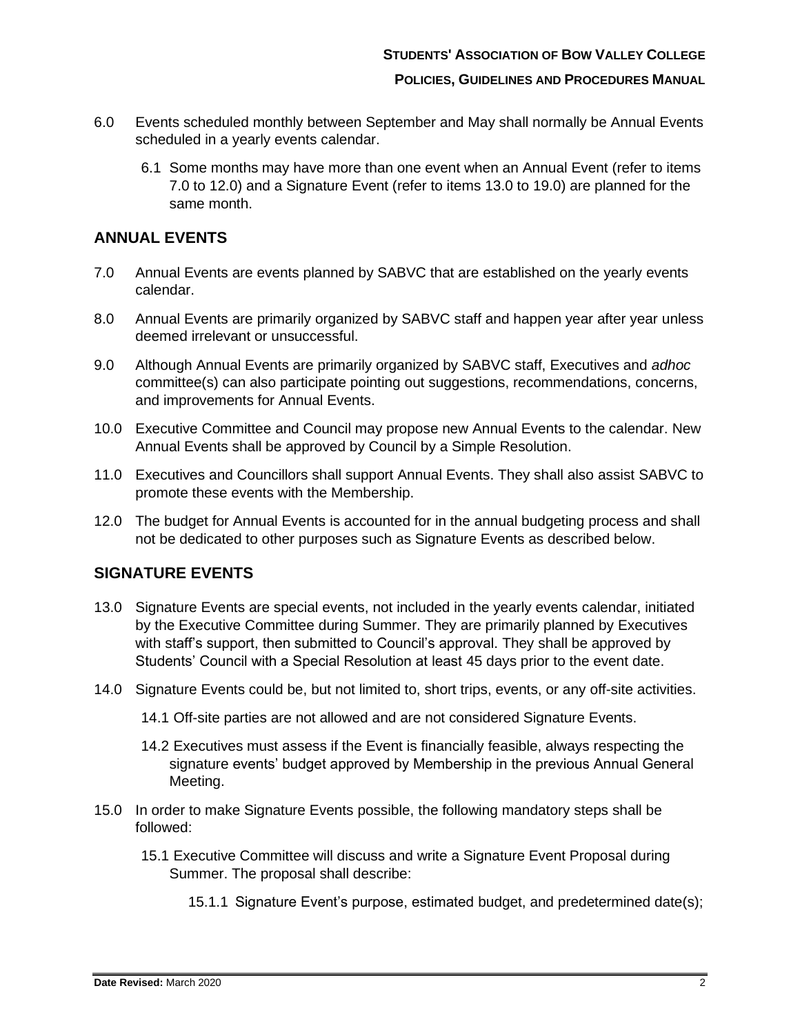6.0 Events scheduled monthly between September and May shall normally be Annual Events scheduled in a yearly events calendar.

6.1 Some months may have more than one event when an Annual Event (refer to items 7.0 to 12.0) and a Signature Event (refer to items 13.0 to 19.0) are planned for the same month.

## ANNUAL EVENTS

7.0 Annual Events are events planned by SABVC that are established on the yearly events calendar.

8.0 Annual Events are primarily organized by SABVC staff and happen year after year unless deemed irrelevant or unsuccessful.

9.0 Although Annual Events are primarily organized by SABVC staff, Executives and *adhoc* committee(s) can also participate pointing out suggestions, recommendations, concerns, and improvements for Annual Events.

10.0 Executive Committee and Council may propose new Annual Events to the calendar. New Annual Events shall be approved by Council by a Simple Resolution.

11.0 Executives and Councillors shall support Annual Events. They shall also assist SABVC to promote these events with the Membership.

12.0 The budget for Annual Events is accounted for in the annual budgeting process and shall not be dedicated to other purposes such as Signature Events as described below.

## SIGNATURE EVENTS

13.0 Signature Events are special events, not included in the yearly events calendar, initiated by the Executive Committee during Summer. They are primarily planned by Executives with staff's support, then submitted to Council's approval. They shall be approved by Students' Council with a Special Resolution at least 45 days prior to the event date.

14.0 Signature Events could be, but not limited to, short trips, events, or any off-site activities.

14.1 Off-site parties are not allowed and are not considered Signature Events.

14.2 Executives must assess if the Event is financially feasible, always respecting the signature events' budget approved by Membership in the previous Annual General Meeting.

15.0 In order to make Signature Events possible, the following mandatory steps shall be followed:

15.1 Executive Committee will discuss and write a Signature Event Proposal during Summer. The proposal shall describe:

15.1.1 Signature Event's purpose, estimated budget, and predetermined date(s);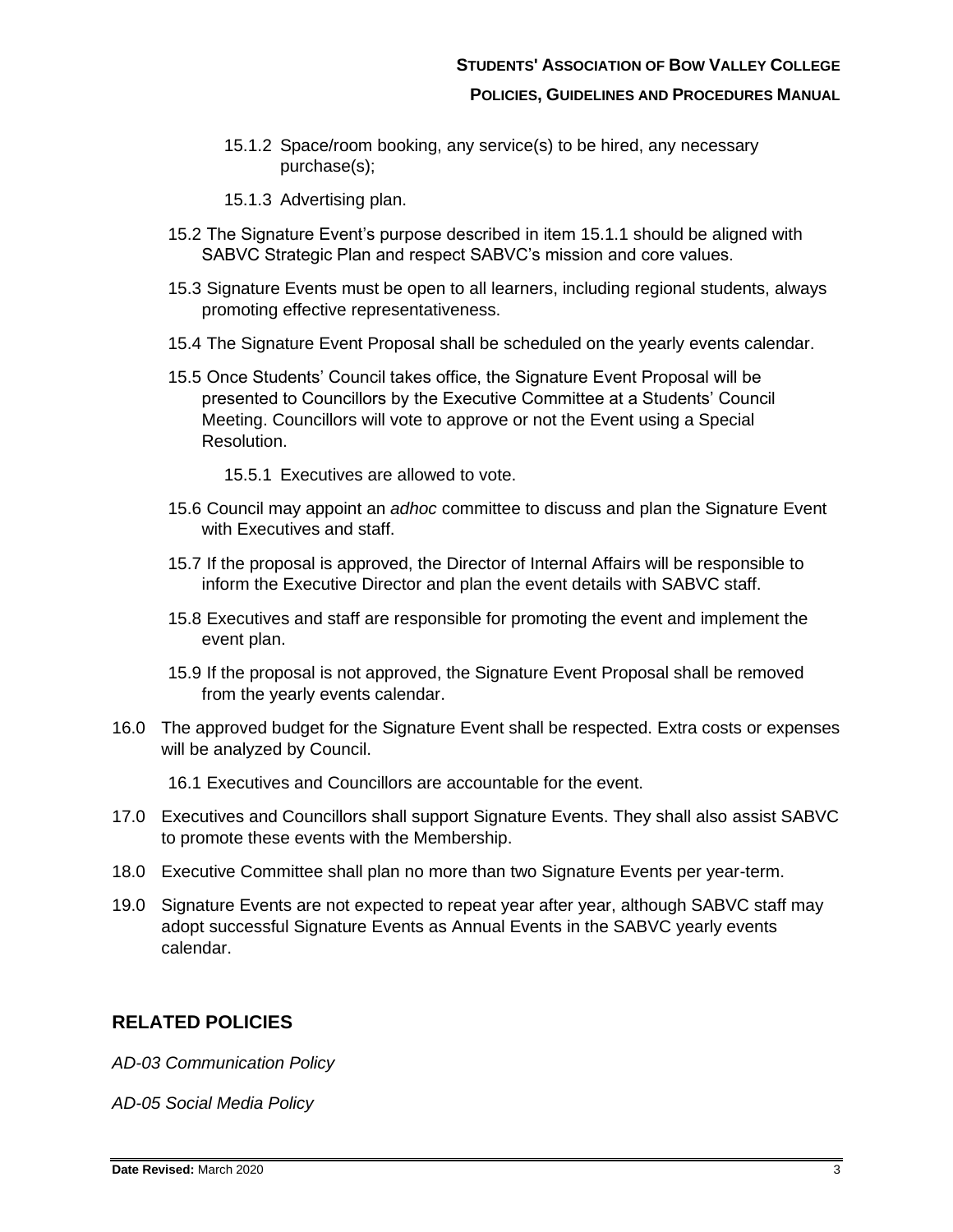15.1.2 Space/room booking, any service(s) to be hired, any necessary purchase(s);

15.1.3 Advertising plan.

15.2 The Signature Event's purpose described in item 15.1.1 should be aligned with SABVC Strategic Plan and respect SABVC's mission and core values.

15.3 Signature Events must be open to all learners, including regional students, always promoting effective representativeness.

15.4 The Signature Event Proposal shall be scheduled on the yearly events calendar.

15.5 Once Students' Council takes office, the Signature Event Proposal will be presented to Councillors by the Executive Committee at a Students' Council Meeting. Councillors will vote to approve or not the Event using a Special Resolution.

15.5.1 Executives are allowed to vote.

15.6 Council may appoint an *adhoc* committee to discuss and plan the Signature Event with Executives and staff.

15.7 If the proposal is approved, the Director of Internal Affairs will be responsible to inform the Executive Director and plan the event details with SABVC staff.

15.8 Executives and staff are responsible for promoting the event and implement the event plan.

15.9 If the proposal is not approved, the Signature Event Proposal shall be removed from the yearly events calendar.

16.0 The approved budget for the Signature Event shall be respected. Extra costs or expenses will be analyzed by Council.

16.1 Executives and Councillors are accountable for the event.

17.0 Executives and Councillors shall support Signature Events. They shall also assist SABVC to promote these events with the Membership.

18.0 Executive Committee shall plan no more than two Signature Events per year-term.

19.0 Signature Events are not expected to repeat year after year, although SABVC staff may adopt successful Signature Events as Annual Events in the SABVC yearly events calendar.

## RELATED POLICIES

*AD-03 Communication Policy*

*AD-05 Social Media Policy*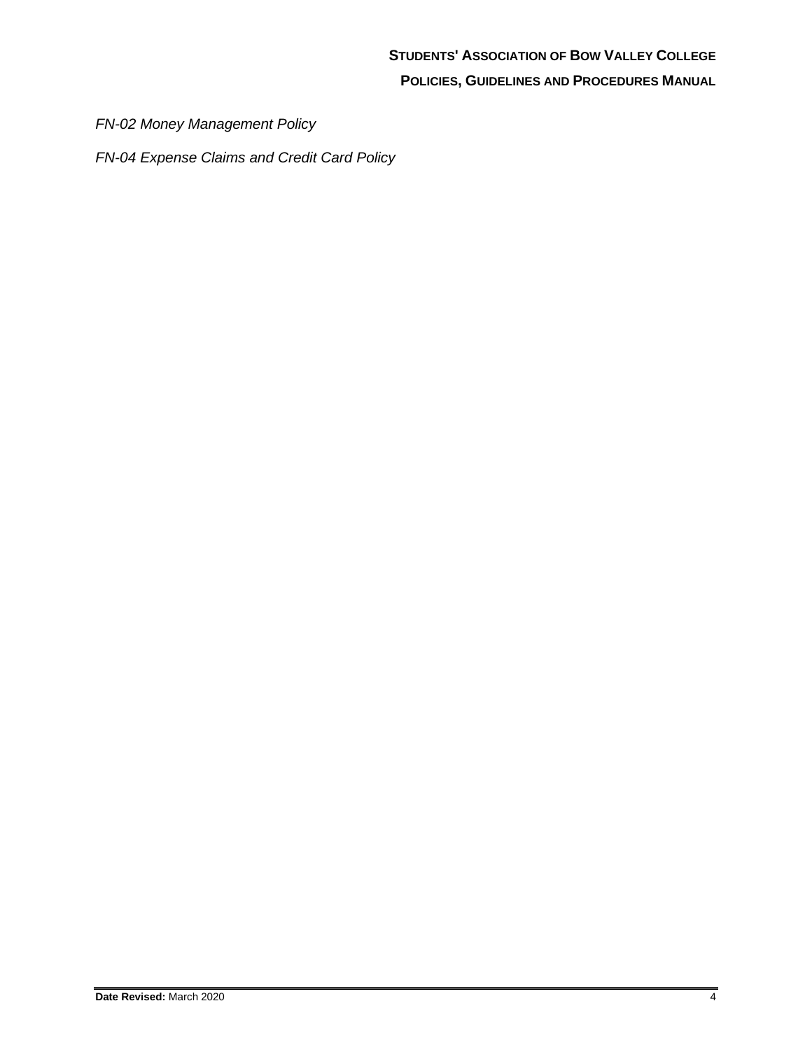*FN-02 Money Management Policy*

*FN-04 Expense Claims and Credit Card Policy*